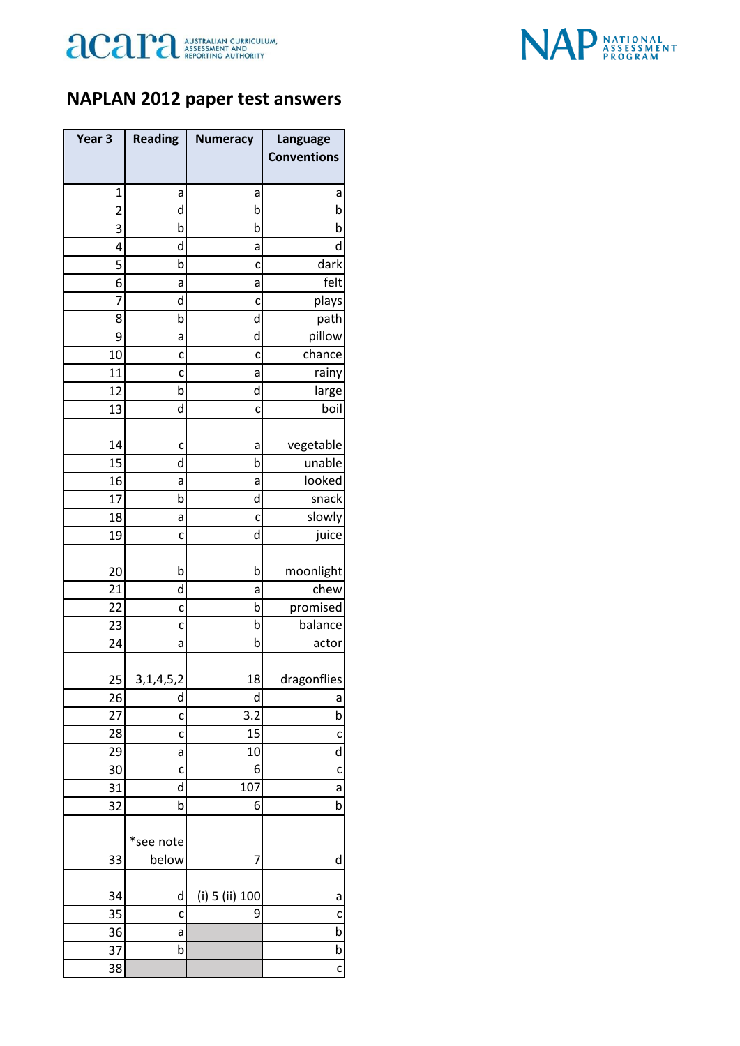# NAPLAN 2012 paper test answers

| Year 3 | Reading | Numeracy | Language Conventions |
|---|---|---|---|
| 1 | a | a | a |
| 2 | d | b | b |
| 3 | b | b | b |
| 4 | d | a | d |
| 5 | b | c | dark |
| 6 | a | a | felt |
| 7 | d | c | plays |
| 8 | b | d | path |
| 9 | a | d | pillow |
| 10 | c | c | chance |
| 11 | c | a | rainy |
| 12 | b | d | large |
| 13 | d | c | boil |
| 14 | c | a | vegetable |
| 15 | d | b | unable |
| 16 | a | a | looked |
| 17 | b | d | snack |
| 18 | a | c | slowly |
| 19 | c | d | juice |
| 20 | b | b | moonlight |
| 21 | d | a | chew |
| 22 | c | b | promised |
| 23 | c | b | balance |
| 24 | a | b | actor |
| 25 | 3,1,4,5,2 | 18 | dragonflies |
| 26 | d | d | a |
| 27 | c | 3.2 | b |
| 28 | c | 15 | c |
| 29 | a | 10 | d |
| 30 | c | 6 | c |
| 31 | d | 107 | a |
| 32 | b | 6 | b |
| 33 | *see note below | 7 | d |
| 34 | d | (i) 5 (ii) 100 | a |
| 35 | c | 9 | c |
| 36 | a | | b |
| 37 | b | | b |
| 38 | | | c |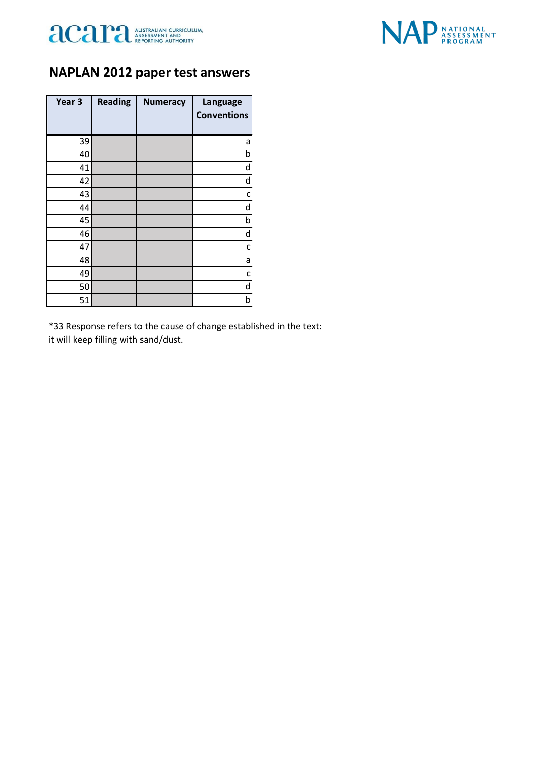## NAPLAN 2012 paper test answers

| Year 3 | Reading | Numeracy | Language Conventions |
|---|---|---|---|
| 39 | | | a |
| 40 | | | b |
| 41 | | | d |
| 42 | | | d |
| 43 | | | c |
| 44 | | | d |
| 45 | | | b |
| 46 | | | d |
| 47 | | | c |
| 48 | | | a |
| 49 | | | c |
| 50 | | | d |
| 51 | | | b |

*33 Response refers to the cause of change established in the text:
it will keep filling with sand/dust.